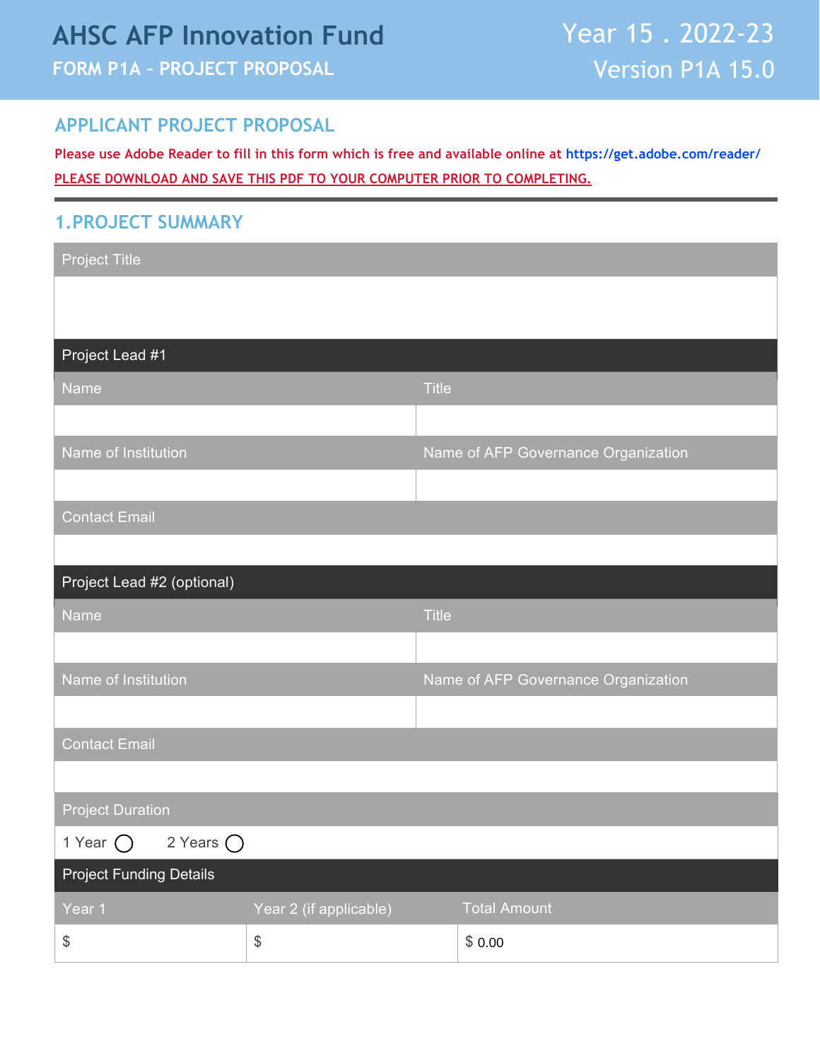# AHSC AFP Innovation Fund

**FORM P1A – PROJECT PROPOSAL**

Year 15 . 2022-23

Version P1A 15.0

## APPLICANT PROJECT PROPOSAL

**Please use Adobe Reader to fill in this form which is free and available online at https://get.adobe.com/reader/**

**PLEASE DOWNLOAD AND SAVE THIS PDF TO YOUR COMPUTER PRIOR TO COMPLETING.**

## 1.PROJECT SUMMARY

| Project Title | |
|---|---|
| | |

**Project Lead #1**

| Name | Title |
|---|---|
| | |
| **Name of Institution** | **Name of AFP Governance Organization** |
| | |
| **Contact Email** | |
| | |

**Project Lead #2 (optional)**

| Name | Title |
|---|---|
| | |
| **Name of Institution** | **Name of AFP Governance Organization** |
| | |
| **Contact Email** | |
| | |

**Project Duration**

1 Year ○ 2 Years ○

**Project Funding Details**

| Year 1 | Year 2 (if applicable) | Total Amount |
|---|---|---|
| $ | $ | $ 0.00 |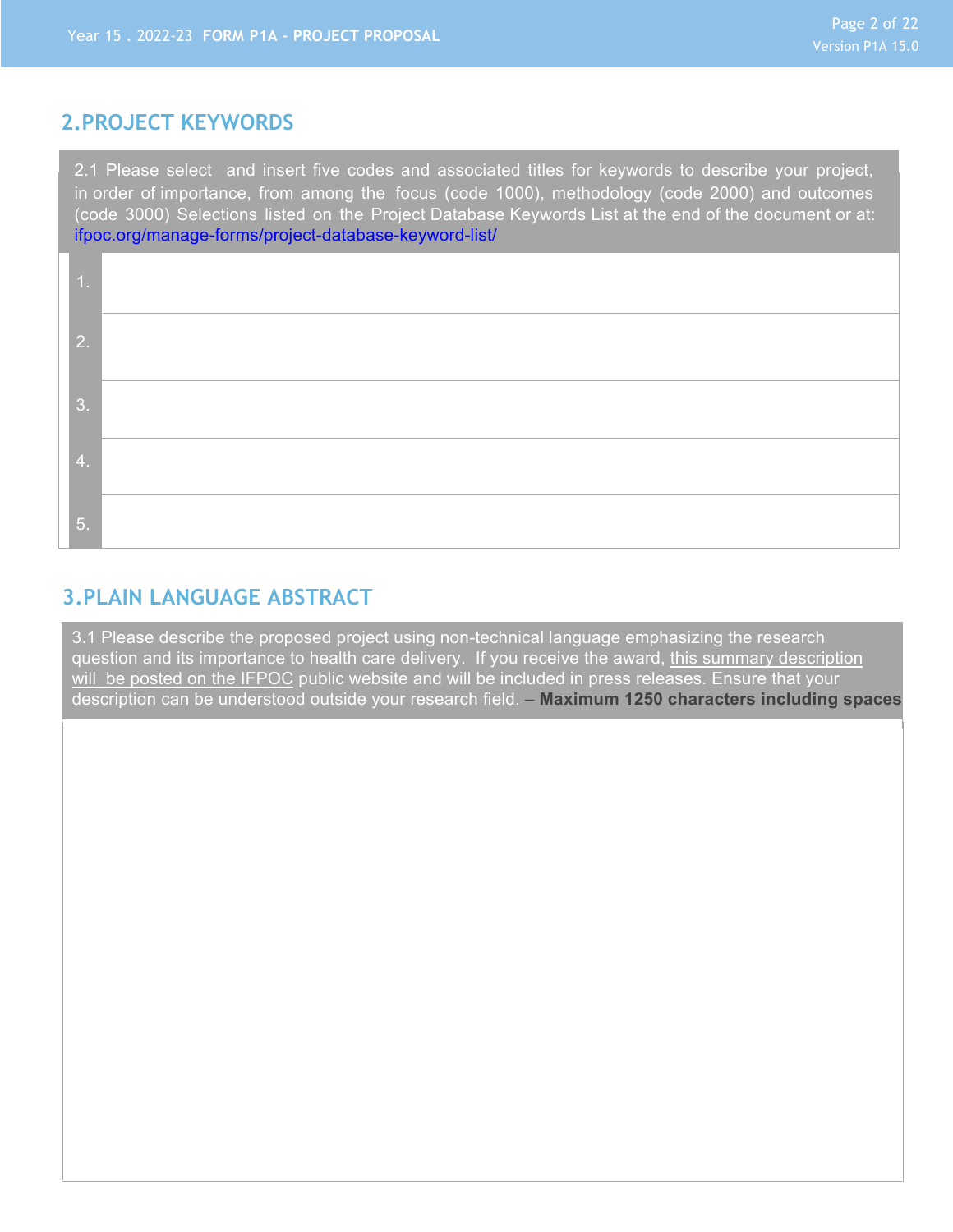## 2. PROJECT KEYWORDS

2.1 Please select and insert five codes and associated titles for keywords to describe your project, in order of importance, from among the focus (code 1000), methodology (code 2000) and outcomes (code 3000) Selections listed on the Project Database Keywords List at the end of the document or at: ifpoc.org/manage-forms/project-database-keyword-list/

| | |
|---|---|
| 1. | |
| 2. | |
| 3. | |
| 4. | |
| 5. | |

## 3. PLAIN LANGUAGE ABSTRACT

3.1 Please describe the proposed project using non-technical language emphasizing the research question and its importance to health care delivery. If you receive the award, this summary description will be posted on the IFPOC public website and will be included in press releases. Ensure that your description can be understood outside your research field. – **Maximum 1250 characters including spaces**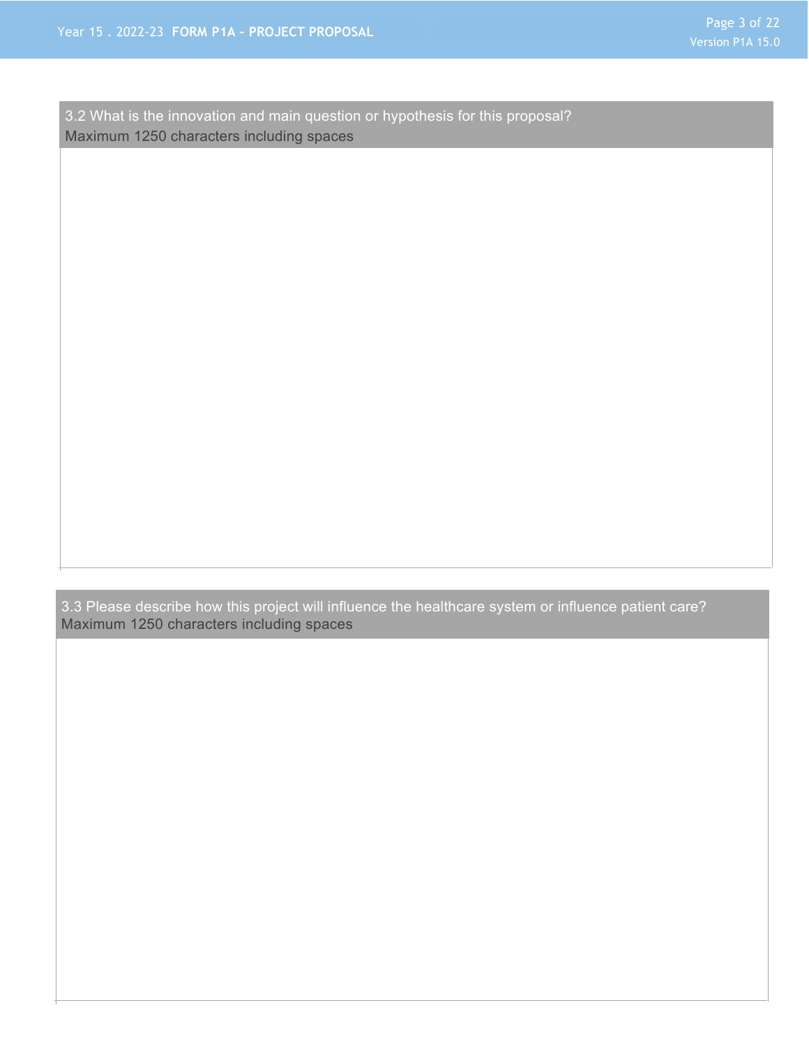| 3.2 What is the innovation and main question or hypothesis for this proposal?<br>Maximum 1250 characters including spaces |
|---|
| |

| 3.3 Please describe how this project will influence the healthcare system or influence patient care?<br>Maximum 1250 characters including spaces |
|---|
| |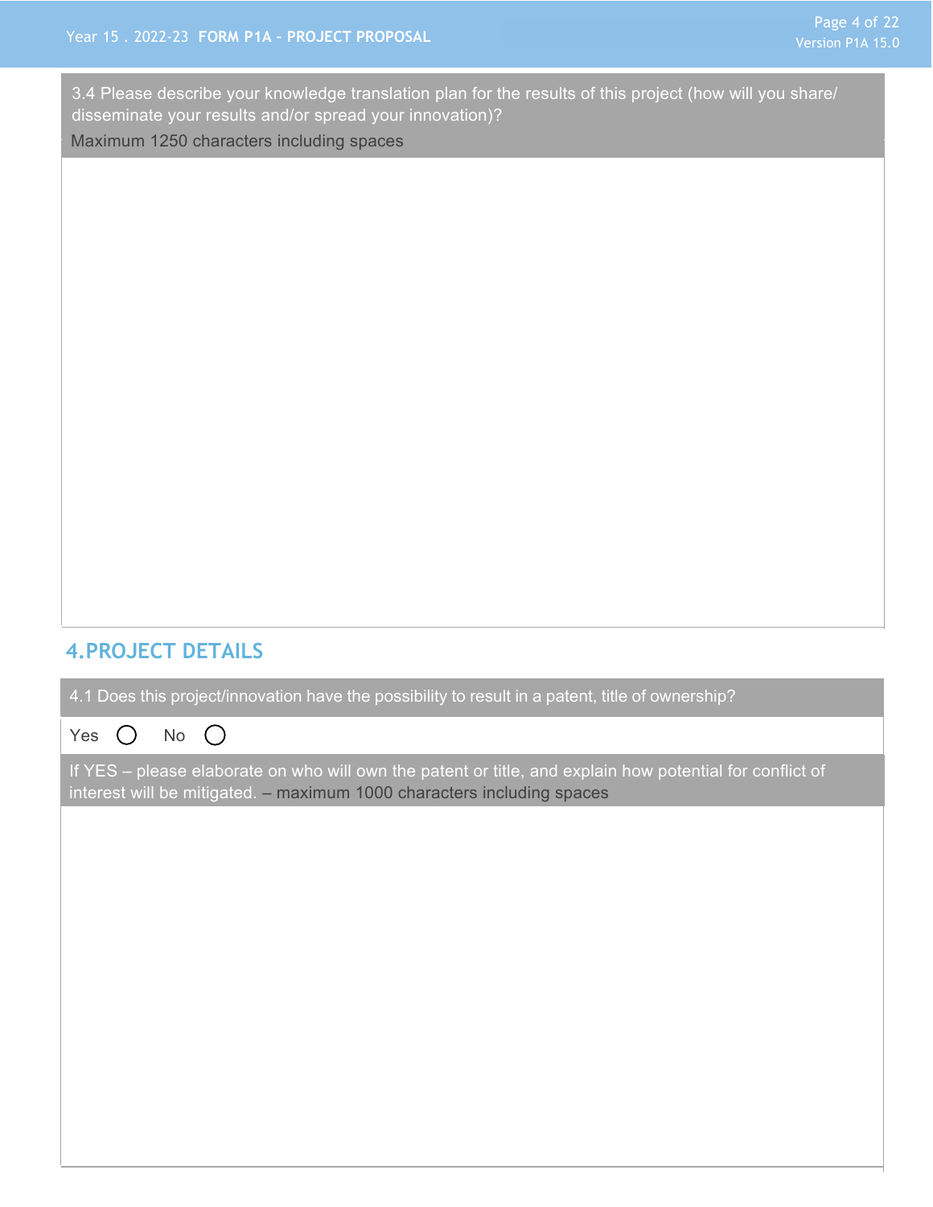3.4 Please describe your knowledge translation plan for the results of this project (how will you share/disseminate your results and/or spread your innovation)?

Maximum 1250 characters including spaces

## 4. PROJECT DETAILS

4.1 Does this project/innovation have the possibility to result in a patent, title of ownership?

Yes ◯ No ◯

If YES – please elaborate on who will own the patent or title, and explain how potential for conflict of interest will be mitigated. – maximum 1000 characters including spaces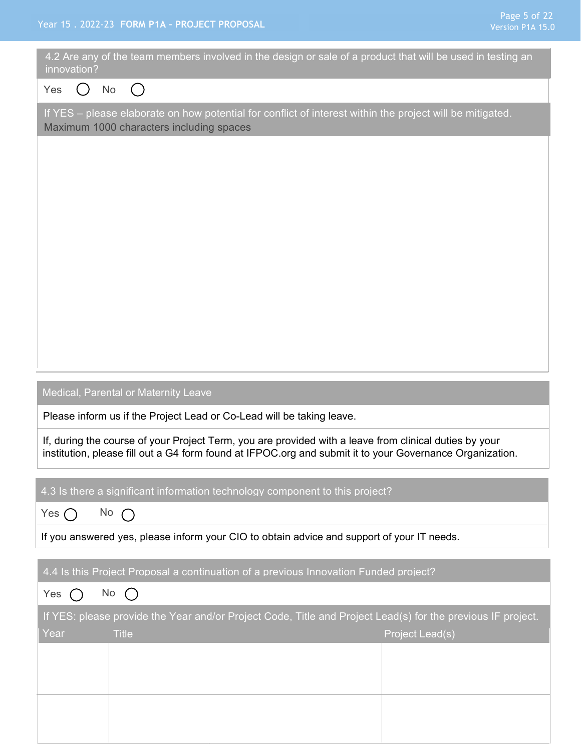**4.2 Are any of the team members involved in the design or sale of a product that will be used in testing an innovation?**

Yes ◯ No ◯

**If YES – please elaborate on how potential for conflict of interest within the project will be mitigated. Maximum 1000 characters including spaces**

**Medical, Parental or Maternity Leave**

Please inform us if the Project Lead or Co-Lead will be taking leave.

If, during the course of your Project Term, you are provided with a leave from clinical duties by your institution, please fill out a G4 form found at IFPOC.org and submit it to your Governance Organization.

**4.3 Is there a significant information technology component to this project?**

Yes ◯ No ◯

If you answered yes, please inform your CIO to obtain advice and support of your IT needs.

**4.4 Is this Project Proposal a continuation of a previous Innovation Funded project?**

Yes ◯ No ◯

**If YES: please provide the Year and/or Project Code, Title and Project Lead(s) for the previous IF project.**

| Year | Title | Project Lead(s) |
|---|---|---|
| | | |
| | | |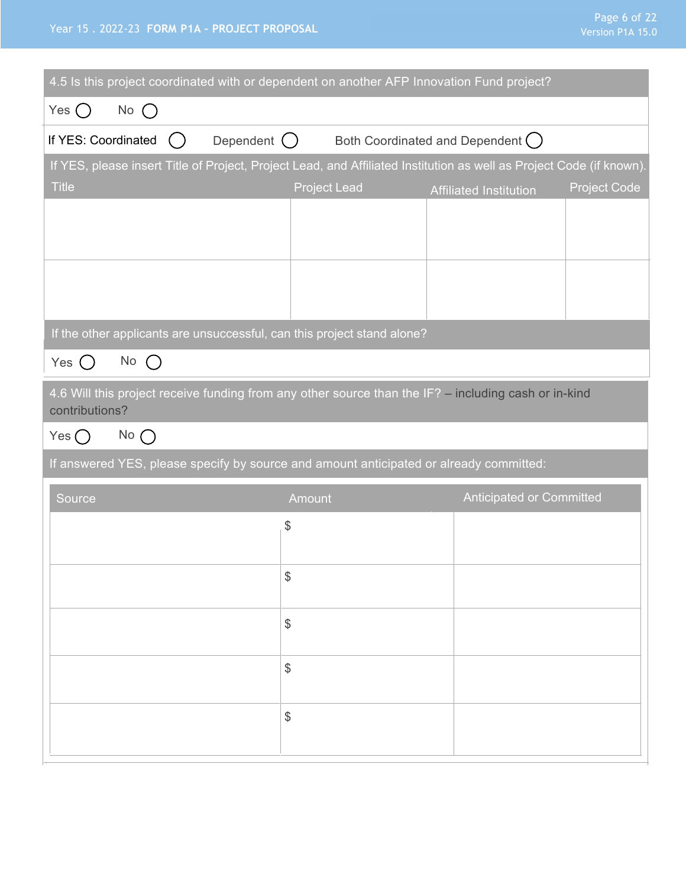4.5 Is this project coordinated with or dependent on another AFP Innovation Fund project?

Yes ◯ No ◯

If YES: Coordinated ◯ Dependent ◯ Both Coordinated and Dependent ◯

If YES, please insert Title of Project, Project Lead, and Affiliated Institution as well as Project Code (if known).

| Title | Project Lead | Affiliated Institution | Project Code |
| --- | --- | --- | --- |
| | | | |
| | | | |

If the other applicants are unsuccessful, can this project stand alone?

Yes ◯ No ◯

4.6 Will this project receive funding from any other source than the IF? – including cash or in-kind contributions?

Yes ◯ No ◯

If answered YES, please specify by source and amount anticipated or already committed:

| Source | Amount | Anticipated or Committed |
| --- | --- | --- |
| | $ | |
| | $ | |
| | $ | |
| | $ | |
| | $ | |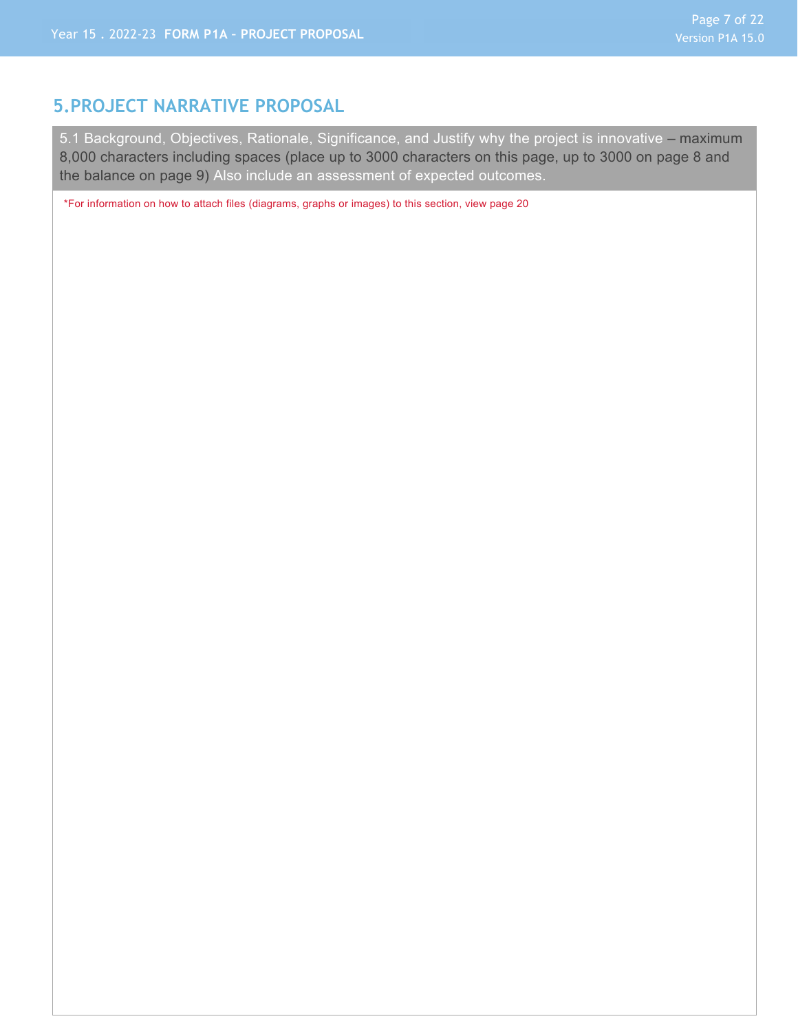## 5. PROJECT NARRATIVE PROPOSAL

5.1 Background, Objectives, Rationale, Significance, and Justify why the project is innovative – maximum 8,000 characters including spaces (place up to 3000 characters on this page, up to 3000 on page 8 and the balance on page 9) Also include an assessment of expected outcomes.

*For information on how to attach files (diagrams, graphs or images) to this section, view page 20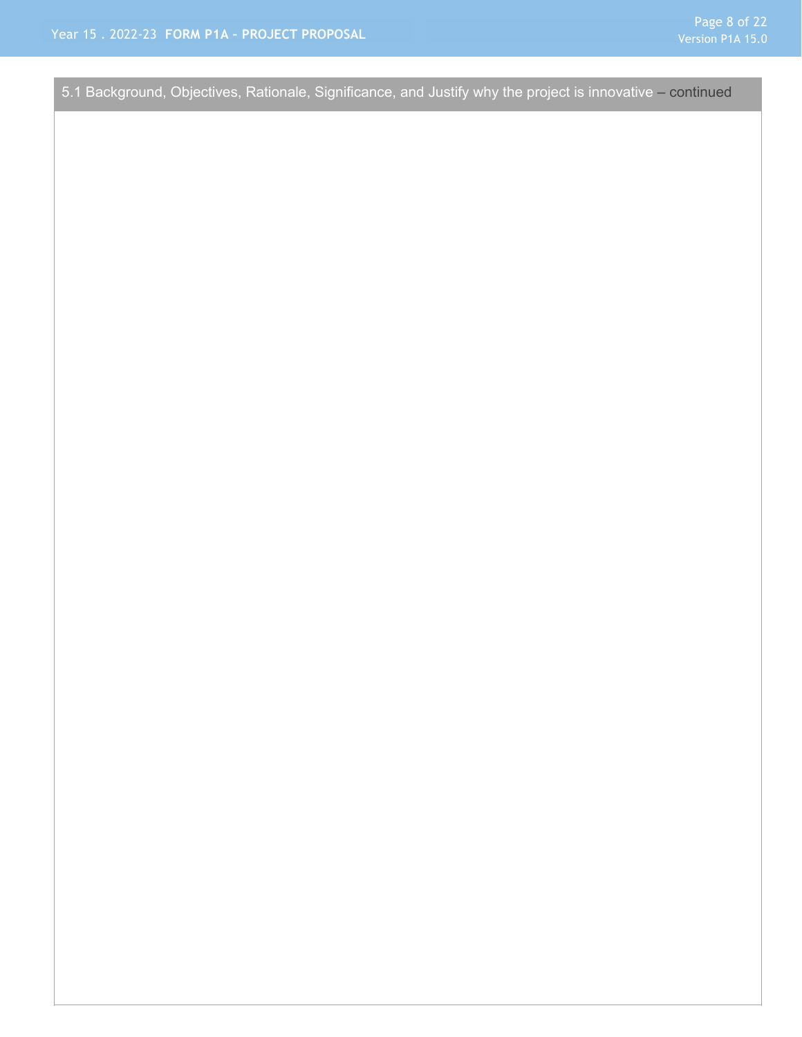## 5.1 Background, Objectives, Rationale, Significance, and Justify why the project is innovative – continued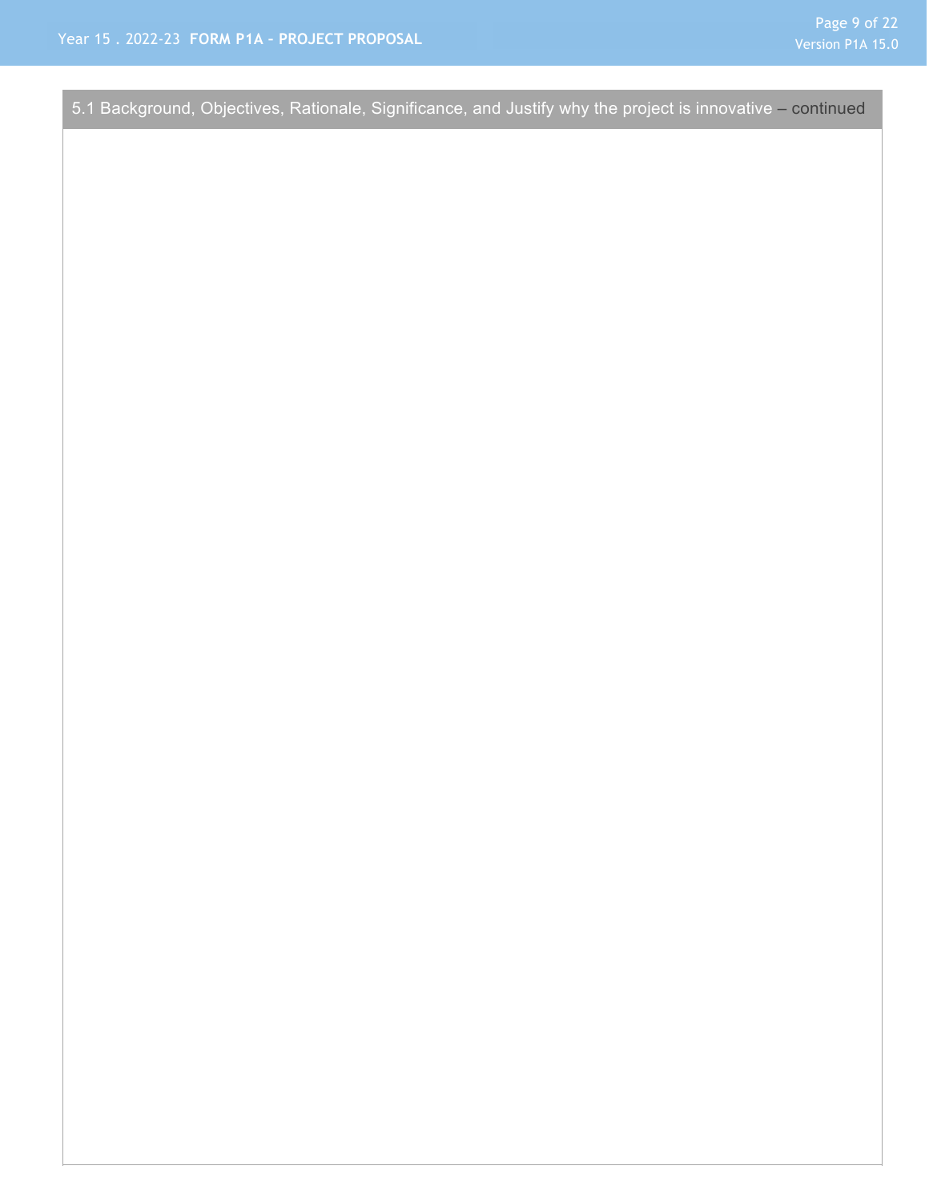### 5.1 Background, Objectives, Rationale, Significance, and Justify why the project is innovative – continued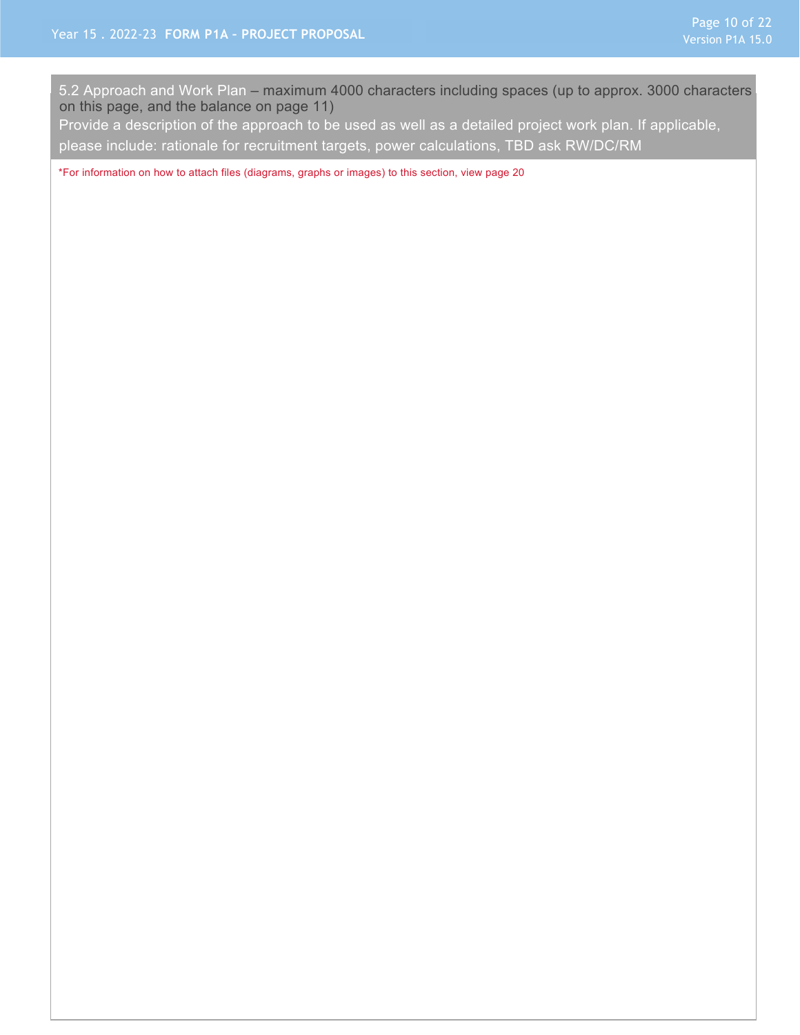## 5.2 Approach and Work Plan – maximum 4000 characters including spaces (up to approx. 3000 characters on this page, and the balance on page 11)

Provide a description of the approach to be used as well as a detailed project work plan. If applicable, please include: rationale for recruitment targets, power calculations, TBD ask RW/DC/RM

*For information on how to attach files (diagrams, graphs or images) to this section, view page 20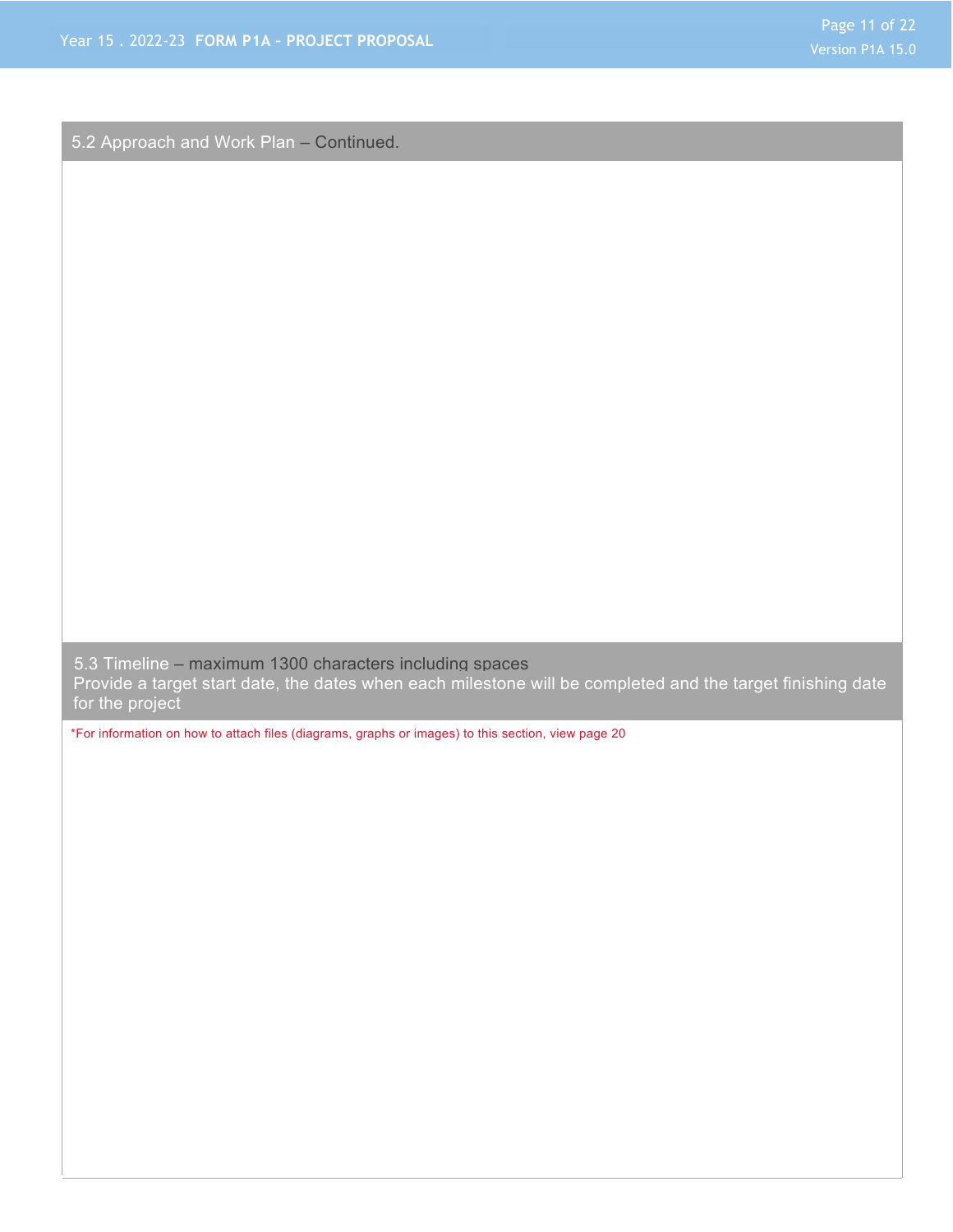## 5.2 Approach and Work Plan – Continued.

## 5.3 Timeline – maximum 1300 characters including spaces

Provide a target start date, the dates when each milestone will be completed and the target finishing date for the project

*For information on how to attach files (diagrams, graphs or images) to this section, view page 20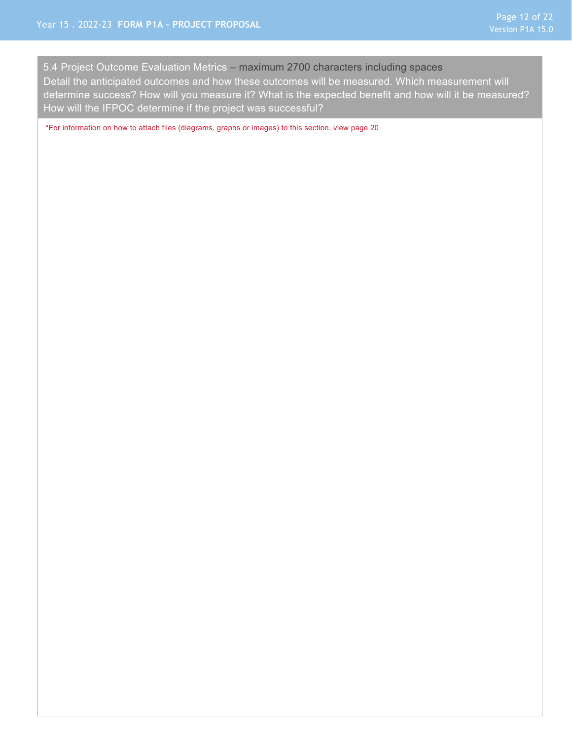5.4 Project Outcome Evaluation Metrics – maximum 2700 characters including spaces

Detail the anticipated outcomes and how these outcomes will be measured. Which measurement will determine success? How will you measure it? What is the expected benefit and how will it be measured? How will the IFPOC determine if the project was successful?

*For information on how to attach files (diagrams, graphs or images) to this section, view page 20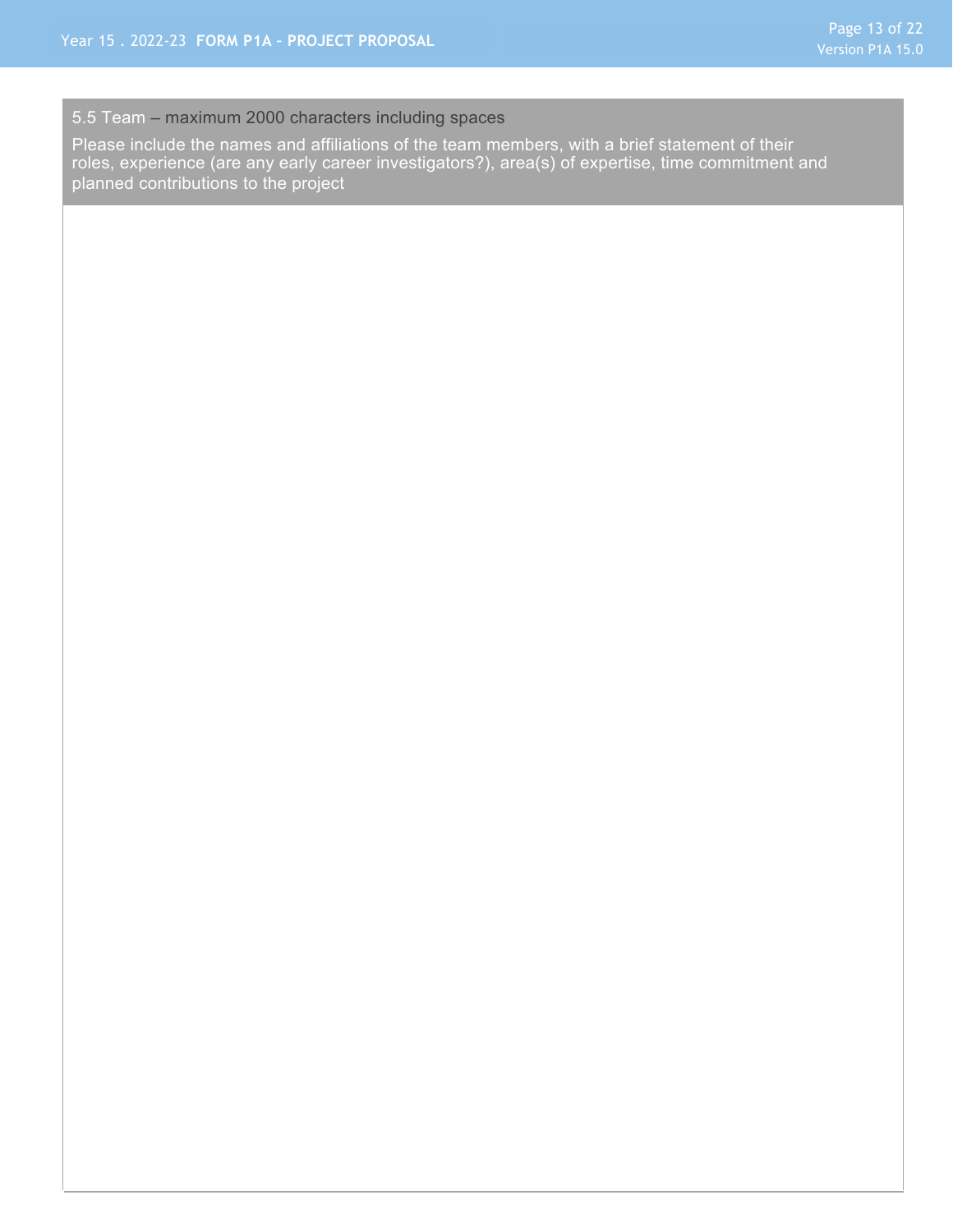### 5.5 Team – maximum 2000 characters including spaces

Please include the names and affiliations of the team members, with a brief statement of their roles, experience (are any early career investigators?), area(s) of expertise, time commitment and planned contributions to the project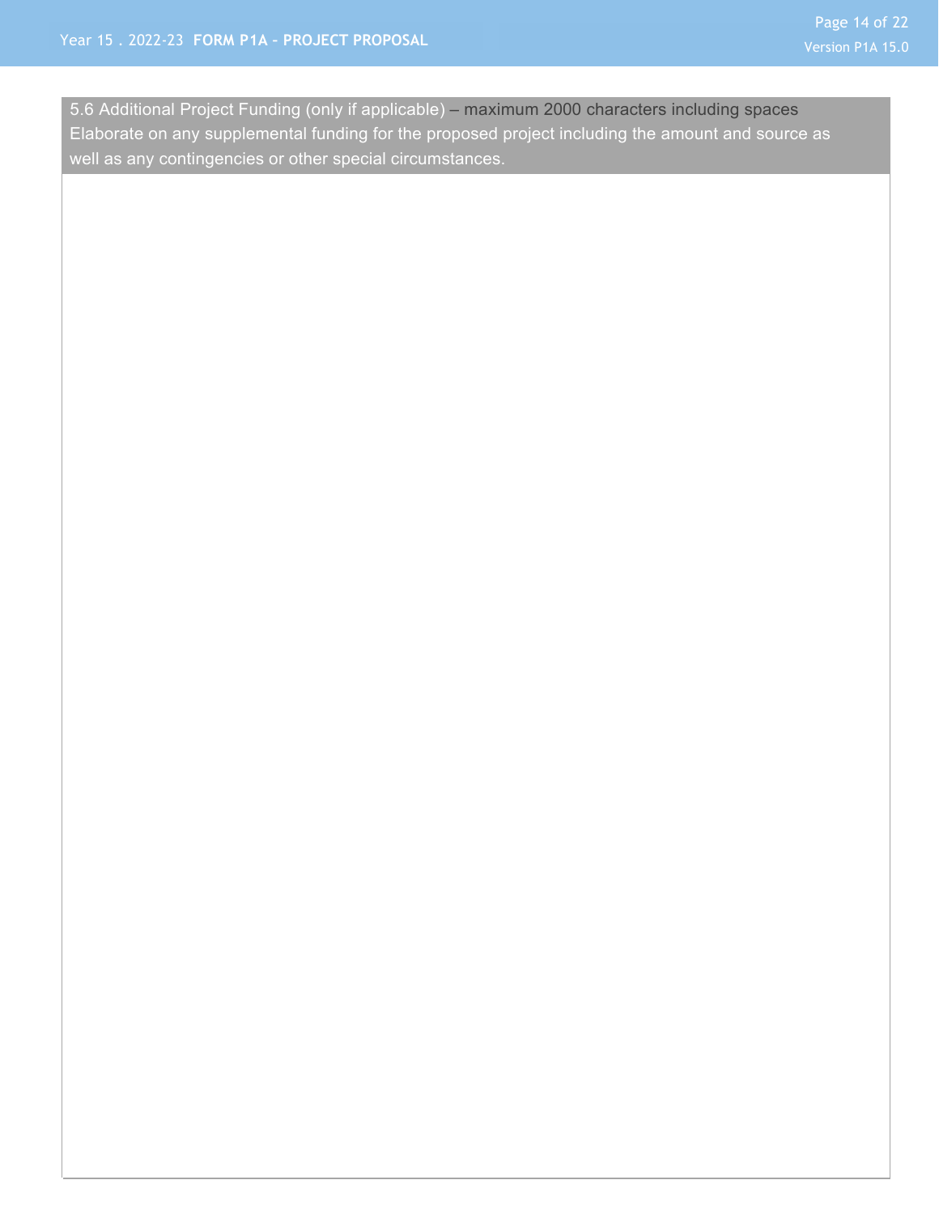5.6 Additional Project Funding (only if applicable) – maximum 2000 characters including spaces
Elaborate on any supplemental funding for the proposed project including the amount and source as well as any contingencies or other special circumstances.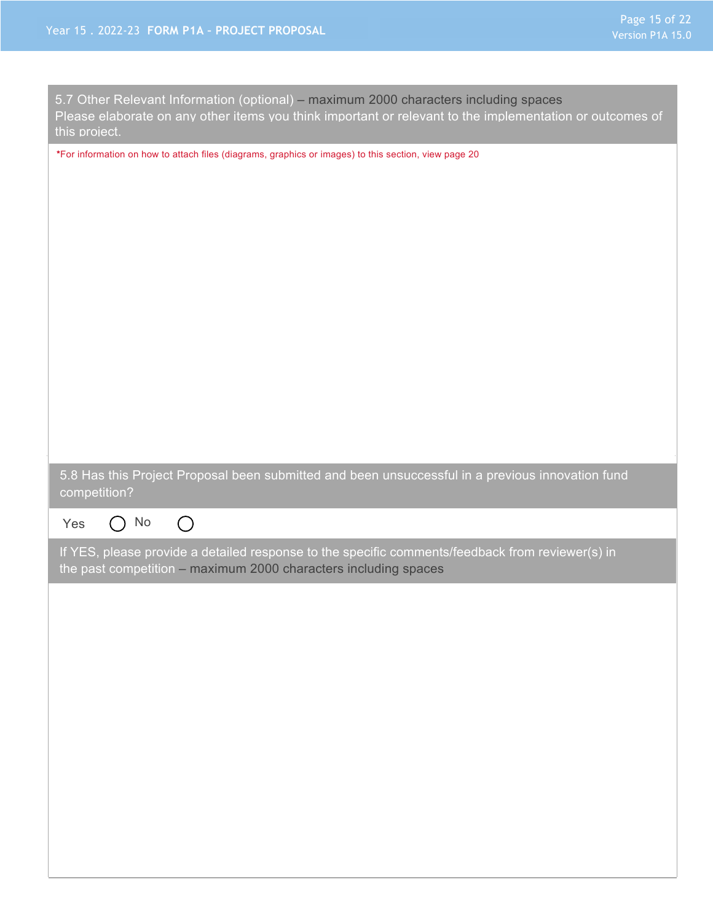## 5.7 Other Relevant Information (optional) – maximum 2000 characters including spaces

Please elaborate on any other items you think important or relevant to the implementation or outcomes of this project.

*For information on how to attach files (diagrams, graphics or images) to this section, view page 20

## 5.8 Has this Project Proposal been submitted and been unsuccessful in a previous innovation fund competition?

Yes ◯ No ◯

If YES, please provide a detailed response to the specific comments/feedback from reviewer(s) in the past competition – maximum 2000 characters including spaces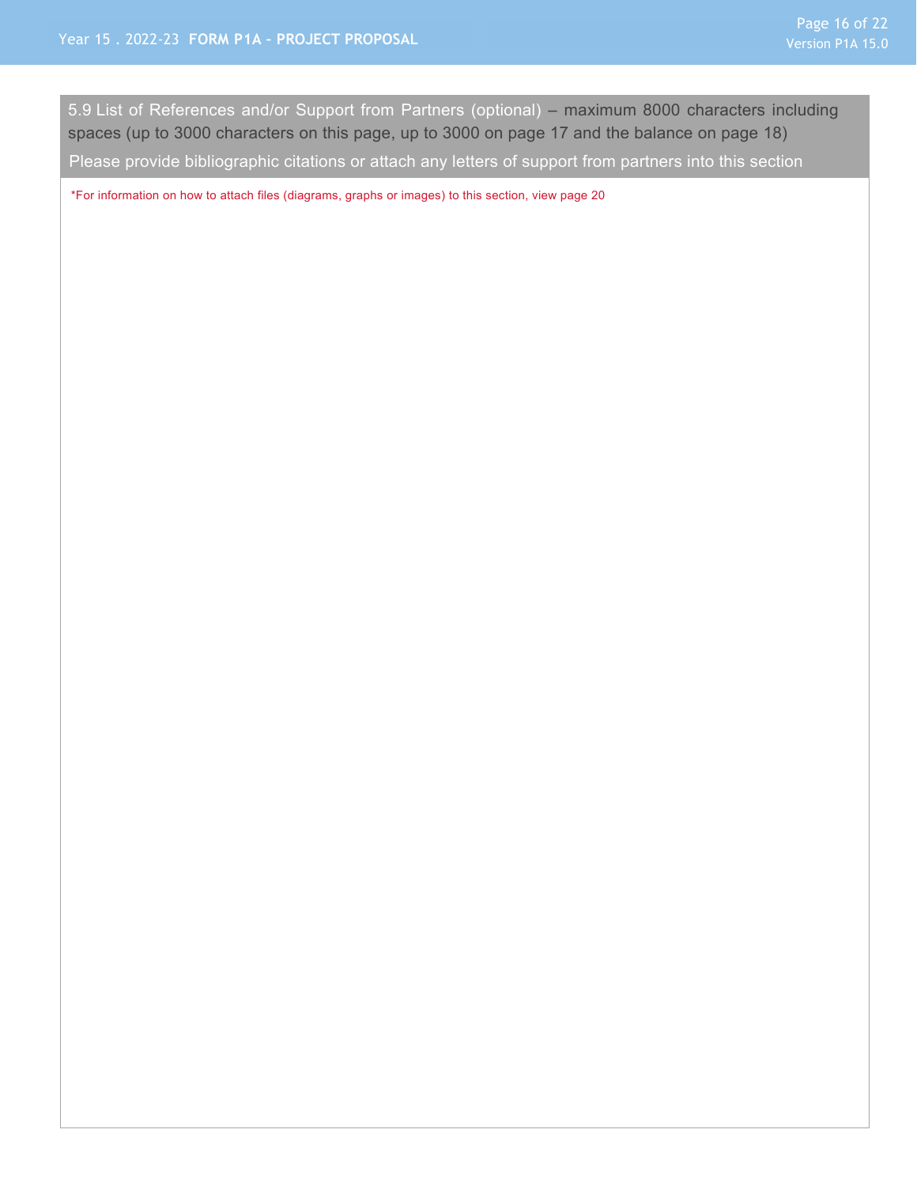### 5.9 List of References and/or Support from Partners (optional) – maximum 8000 characters including spaces (up to 3000 characters on this page, up to 3000 on page 17 and the balance on page 18)

Please provide bibliographic citations or attach any letters of support from partners into this section

*For information on how to attach files (diagrams, graphs or images) to this section, view page 20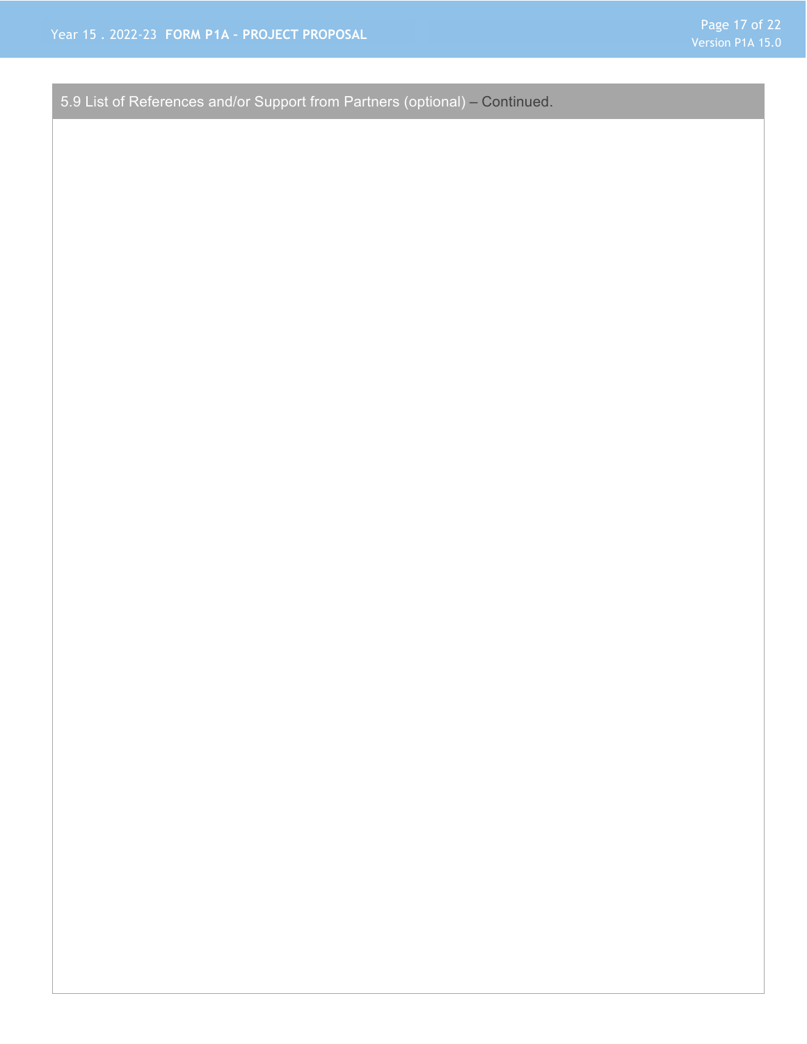### 5.9 List of References and/or Support from Partners (optional) – Continued.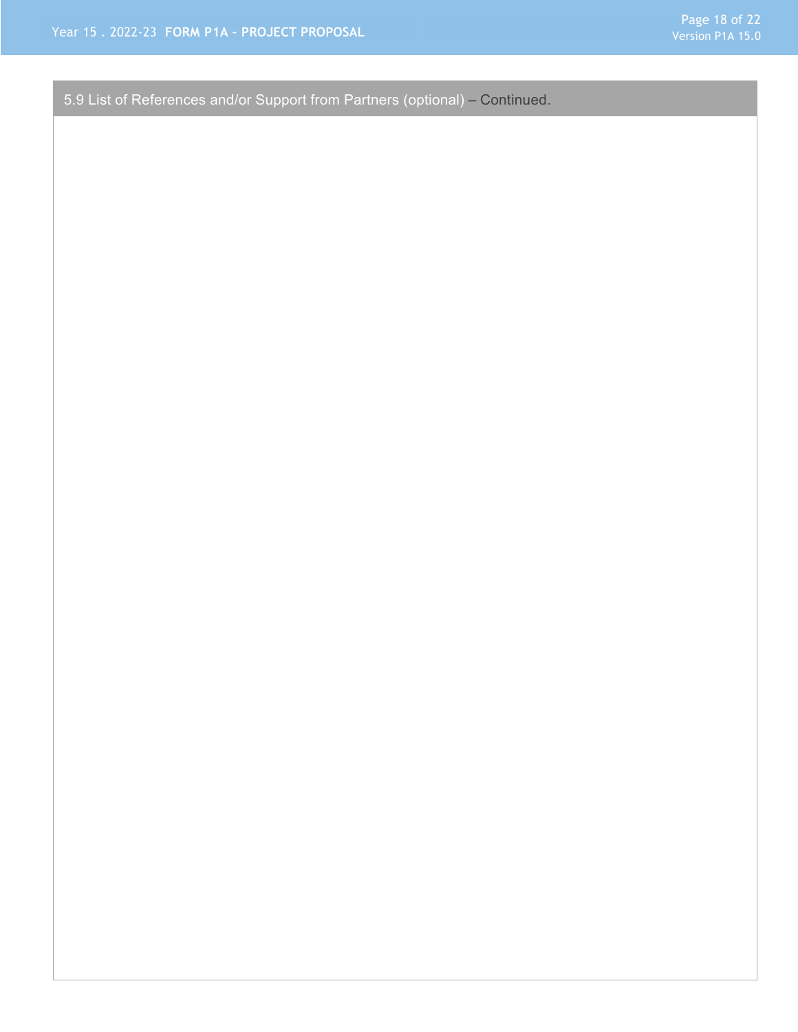## 5.9 List of References and/or Support from Partners (optional) – Continued.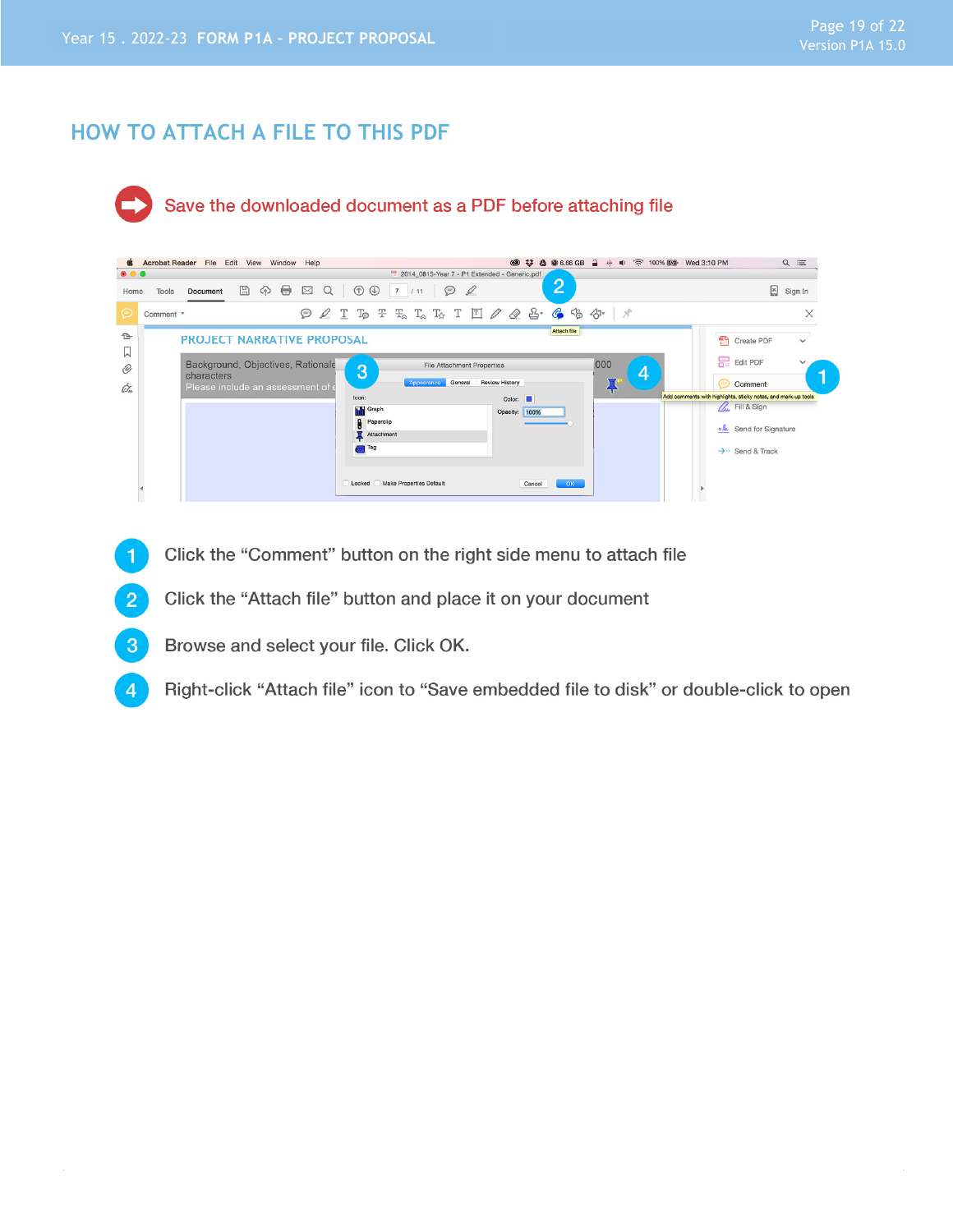## HOW TO ATTACH A FILE TO THIS PDF

Save the downloaded document as a PDF before attaching file

1. Click the "Comment" button on the right side menu to attach file
2. Click the "Attach file" button and place it on your document
3. Browse and select your file. Click OK.
4. Right-click "Attach file" icon to "Save embedded file to disk" or double-click to open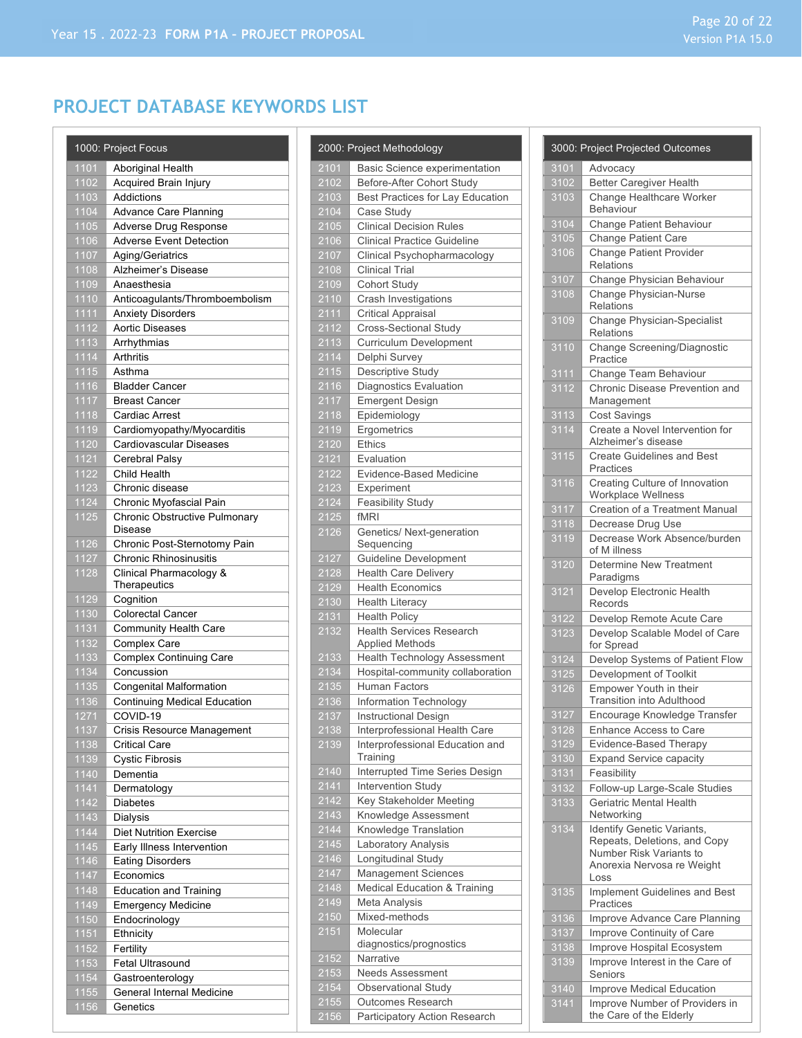## PROJECT DATABASE KEYWORDS LIST

| 1000: Project Focus | |
|---|---|
| 1101 | Aboriginal Health |
| 1102 | Acquired Brain Injury |
| 1103 | Addictions |
| 1104 | Advance Care Planning |
| 1105 | Adverse Drug Response |
| 1106 | Adverse Event Detection |
| 1107 | Aging/Geriatrics |
| 1108 | Alzheimer's Disease |
| 1109 | Anaesthesia |
| 1110 | Anticoagulants/Thromboembolism |
| 1111 | Anxiety Disorders |
| 1112 | Aortic Diseases |
| 1113 | Arrhythmias |
| 1114 | Arthritis |
| 1115 | Asthma |
| 1116 | Bladder Cancer |
| 1117 | Breast Cancer |
| 1118 | Cardiac Arrest |
| 1119 | Cardiomyopathy/Myocarditis |
| 1120 | Cardiovascular Diseases |
| 1121 | Cerebral Palsy |
| 1122 | Child Health |
| 1123 | Chronic disease |
| 1124 | Chronic Myofascial Pain |
| 1125 | Chronic Obstructive Pulmonary Disease |
| 1126 | Chronic Post-Sternotomy Pain |
| 1127 | Chronic Rhinosinusitis |
| 1128 | Clinical Pharmacology & Therapeutics |
| 1129 | Cognition |
| 1130 | Colorectal Cancer |
| 1131 | Community Health Care |
| 1132 | Complex Care |
| 1133 | Complex Continuing Care |
| 1134 | Concussion |
| 1135 | Congenital Malformation |
| 1136 | Continuing Medical Education |
| 1271 | COVID-19 |
| 1137 | Crisis Resource Management |
| 1138 | Critical Care |
| 1139 | Cystic Fibrosis |
| 1140 | Dementia |
| 1141 | Dermatology |
| 1142 | Diabetes |
| 1143 | Dialysis |
| 1144 | Diet Nutrition Exercise |
| 1145 | Early Illness Intervention |
| 1146 | Eating Disorders |
| 1147 | Economics |
| 1148 | Education and Training |
| 1149 | Emergency Medicine |
| 1150 | Endocrinology |
| 1151 | Ethnicity |
| 1152 | Fertility |
| 1153 | Fetal Ultrasound |
| 1154 | Gastroenterology |
| 1155 | General Internal Medicine |
| 1156 | Genetics |

| 2000: Project Methodology | |
|---|---|
| 2101 | Basic Science experimentation |
| 2102 | Before-After Cohort Study |
| 2103 | Best Practices for Lay Education |
| 2104 | Case Study |
| 2105 | Clinical Decision Rules |
| 2106 | Clinical Practice Guideline |
| 2107 | Clinical Psychopharmacology |
| 2108 | Clinical Trial |
| 2109 | Cohort Study |
| 2110 | Crash Investigations |
| 2111 | Critical Appraisal |
| 2112 | Cross-Sectional Study |
| 2113 | Curriculum Development |
| 2114 | Delphi Survey |
| 2115 | Descriptive Study |
| 2116 | Diagnostics Evaluation |
| 2117 | Emergent Design |
| 2118 | Epidemiology |
| 2119 | Ergometrics |
| 2120 | Ethics |
| 2121 | Evaluation |
| 2122 | Evidence-Based Medicine |
| 2123 | Experiment |
| 2124 | Feasibility Study |
| 2125 | fMRI |
| 2126 | Genetics/ Next-generation Sequencing |
| 2127 | Guideline Development |
| 2128 | Health Care Delivery |
| 2129 | Health Economics |
| 2130 | Health Literacy |
| 2131 | Health Policy |
| 2132 | Health Services Research Applied Methods |
| 2133 | Health Technology Assessment |
| 2134 | Hospital-community collaboration |
| 2135 | Human Factors |
| 2136 | Information Technology |
| 2137 | Instructional Design |
| 2138 | Interprofessional Health Care |
| 2139 | Interprofessional Education and Training |
| 2140 | Interrupted Time Series Design |
| 2141 | Intervention Study |
| 2142 | Key Stakeholder Meeting |
| 2143 | Knowledge Assessment |
| 2144 | Knowledge Translation |
| 2145 | Laboratory Analysis |
| 2146 | Longitudinal Study |
| 2147 | Management Sciences |
| 2148 | Medical Education & Training |
| 2149 | Meta Analysis |
| 2150 | Mixed-methods |
| 2151 | Molecular diagnostics/prognostics |
| 2152 | Narrative |
| 2153 | Needs Assessment |
| 2154 | Observational Study |
| 2155 | Outcomes Research |
| 2156 | Participatory Action Research |

| 3000: Project Projected Outcomes | |
|---|---|
| 3101 | Advocacy |
| 3102 | Better Caregiver Health |
| 3103 | Change Healthcare Worker Behaviour |
| 3104 | Change Patient Behaviour |
| 3105 | Change Patient Care |
| 3106 | Change Patient Provider Relations |
| 3107 | Change Physician Behaviour |
| 3108 | Change Physician-Nurse Relations |
| 3109 | Change Physician-Specialist Relations |
| 3110 | Change Screening/Diagnostic Practice |
| 3111 | Change Team Behaviour |
| 3112 | Chronic Disease Prevention and Management |
| 3113 | Cost Savings |
| 3114 | Create a Novel Intervention for Alzheimer's disease |
| 3115 | Create Guidelines and Best Practices |
| 3116 | Creating Culture of Innovation Workplace Wellness |
| 3117 | Creation of a Treatment Manual |
| 3118 | Decrease Drug Use |
| 3119 | Decrease Work Absence/burden of M illness |
| 3120 | Determine New Treatment Paradigms |
| 3121 | Develop Electronic Health Records |
| 3122 | Develop Remote Acute Care |
| 3123 | Develop Scalable Model of Care for Spread |
| 3124 | Develop Systems of Patient Flow |
| 3125 | Development of Toolkit |
| 3126 | Empower Youth in their Transition into Adulthood |
| 3127 | Encourage Knowledge Transfer |
| 3128 | Enhance Access to Care |
| 3129 | Evidence-Based Therapy |
| 3130 | Expand Service capacity |
| 3131 | Feasibility |
| 3132 | Follow-up Large-Scale Studies |
| 3133 | Geriatric Mental Health Networking |
| 3134 | Identify Genetic Variants, Repeats, Deletions, and Copy Number Risk Variants to Anorexia Nervosa re Weight Loss |
| 3135 | Implement Guidelines and Best Practices |
| 3136 | Improve Advance Care Planning |
| 3137 | Improve Continuity of Care |
| 3138 | Improve Hospital Ecosystem |
| 3139 | Improve Interest in the Care of Seniors |
| 3140 | Improve Medical Education |
| 3141 | Improve Number of Providers in the Care of the Elderly |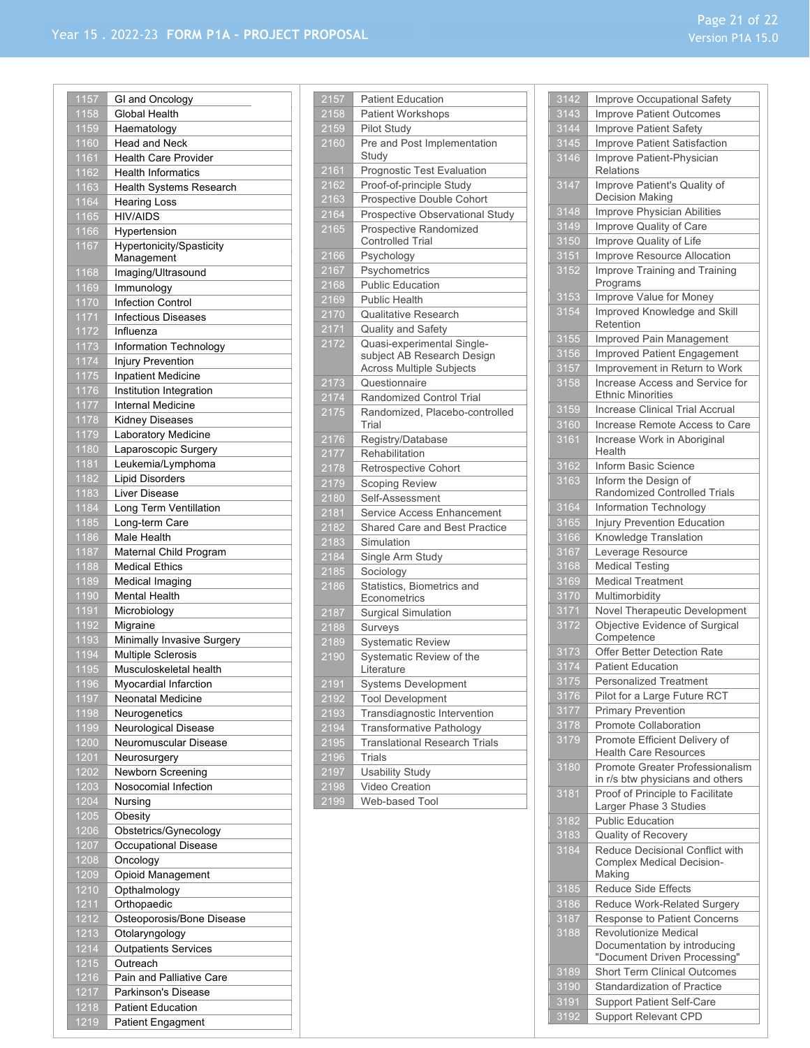| Code | Description |
|---|---|
| 1157 | GI and Oncology |
| 1158 | Global Health |
| 1159 | Haematology |
| 1160 | Head and Neck |
| 1161 | Health Care Provider |
| 1162 | Health Informatics |
| 1163 | Health Systems Research |
| 1164 | Hearing Loss |
| 1165 | HIV/AIDS |
| 1166 | Hypertension |
| 1167 | Hypertonicity/Spasticity Management |
| 1168 | Imaging/Ultrasound |
| 1169 | Immunology |
| 1170 | Infection Control |
| 1171 | Infectious Diseases |
| 1172 | Influenza |
| 1173 | Information Technology |
| 1174 | Injury Prevention |
| 1175 | Inpatient Medicine |
| 1176 | Institution Integration |
| 1177 | Internal Medicine |
| 1178 | Kidney Diseases |
| 1179 | Laboratory Medicine |
| 1180 | Laparoscopic Surgery |
| 1181 | Leukemia/Lymphoma |
| 1182 | Lipid Disorders |
| 1183 | Liver Disease |
| 1184 | Long Term Ventillation |
| 1185 | Long-term Care |
| 1186 | Male Health |
| 1187 | Maternal Child Program |
| 1188 | Medical Ethics |
| 1189 | Medical Imaging |
| 1190 | Mental Health |
| 1191 | Microbiology |
| 1192 | Migraine |
| 1193 | Minimally Invasive Surgery |
| 1194 | Multiple Sclerosis |
| 1195 | Musculoskeletal health |
| 1196 | Myocardial Infarction |
| 1197 | Neonatal Medicine |
| 1198 | Neurogenetics |
| 1199 | Neurological Disease |
| 1200 | Neuromuscular Disease |
| 1201 | Neurosurgery |
| 1202 | Newborn Screening |
| 1203 | Nosocomial Infection |
| 1204 | Nursing |
| 1205 | Obesity |
| 1206 | Obstetrics/Gynecology |
| 1207 | Occupational Disease |
| 1208 | Oncology |
| 1209 | Opioid Management |
| 1210 | Opthalmology |
| 1211 | Orthopaedic |
| 1212 | Osteoporosis/Bone Disease |
| 1213 | Otolaryngology |
| 1214 | Outpatients Services |
| 1215 | Outreach |
| 1216 | Pain and Palliative Care |
| 1217 | Parkinson's Disease |
| 1218 | Patient Education |
| 1219 | Patient Engagment |

| Code | Description |
|---|---|
| 2157 | Patient Education |
| 2158 | Patient Workshops |
| 2159 | Pilot Study |
| 2160 | Pre and Post Implementation Study |
| 2161 | Prognostic Test Evaluation |
| 2162 | Proof-of-principle Study |
| 2163 | Prospective Double Cohort |
| 2164 | Prospective Observational Study |
| 2165 | Prospective Randomized Controlled Trial |
| 2166 | Psychology |
| 2167 | Psychometrics |
| 2168 | Public Education |
| 2169 | Public Health |
| 2170 | Qualitative Research |
| 2171 | Quality and Safety |
| 2172 | Quasi-experimental Single-subject AB Research Design Across Multiple Subjects |
| 2173 | Questionnaire |
| 2174 | Randomized Control Trial |
| 2175 | Randomized, Placebo-controlled Trial |
| 2176 | Registry/Database |
| 2177 | Rehabilitation |
| 2178 | Retrospective Cohort |
| 2179 | Scoping Review |
| 2180 | Self-Assessment |
| 2181 | Service Access Enhancement |
| 2182 | Shared Care and Best Practice |
| 2183 | Simulation |
| 2184 | Single Arm Study |
| 2185 | Sociology |
| 2186 | Statistics, Biometrics and Econometrics |
| 2187 | Surgical Simulation |
| 2188 | Surveys |
| 2189 | Systematic Review |
| 2190 | Systematic Review of the Literature |
| 2191 | Systems Development |
| 2192 | Tool Development |
| 2193 | Transdiagnostic Intervention |
| 2194 | Transformative Pathology |
| 2195 | Translational Research Trials |
| 2196 | Trials |
| 2197 | Usability Study |
| 2198 | Video Creation |
| 2199 | Web-based Tool |

| Code | Description |
|---|---|
| 3142 | Improve Occupational Safety |
| 3143 | Improve Patient Outcomes |
| 3144 | Improve Patient Safety |
| 3145 | Improve Patient Satisfaction |
| 3146 | Improve Patient-Physician Relations |
| 3147 | Improve Patient's Quality of Decision Making |
| 3148 | Improve Physician Abilities |
| 3149 | Improve Quality of Care |
| 3150 | Improve Quality of Life |
| 3151 | Improve Resource Allocation |
| 3152 | Improve Training and Training Programs |
| 3153 | Improve Value for Money |
| 3154 | Improved Knowledge and Skill Retention |
| 3155 | Improved Pain Management |
| 3156 | Improved Patient Engagement |
| 3157 | Improvement in Return to Work |
| 3158 | Increase Access and Service for Ethnic Minorities |
| 3159 | Increase Clinical Trial Accrual |
| 3160 | Increase Remote Access to Care |
| 3161 | Increase Work in Aboriginal Health |
| 3162 | Inform Basic Science |
| 3163 | Inform the Design of Randomized Controlled Trials |
| 3164 | Information Technology |
| 3165 | Injury Prevention Education |
| 3166 | Knowledge Translation |
| 3167 | Leverage Resource |
| 3168 | Medical Testing |
| 3169 | Medical Treatment |
| 3170 | Multimorbidity |
| 3171 | Novel Therapeutic Development |
| 3172 | Objective Evidence of Surgical Competence |
| 3173 | Offer Better Detection Rate |
| 3174 | Patient Education |
| 3175 | Personalized Treatment |
| 3176 | Pilot for a Large Future RCT |
| 3177 | Primary Prevention |
| 3178 | Promote Collaboration |
| 3179 | Promote Efficient Delivery of Health Care Resources |
| 3180 | Promote Greater Professionalism in r/s btw physicians and others |
| 3181 | Proof of Principle to Facilitate Larger Phase 3 Studies |
| 3182 | Public Education |
| 3183 | Quality of Recovery |
| 3184 | Reduce Decisional Conflict with Complex Medical Decision-Making |
| 3185 | Reduce Side Effects |
| 3186 | Reduce Work-Related Surgery |
| 3187 | Response to Patient Concerns |
| 3188 | Revolutionize Medical Documentation by introducing "Document Driven Processing" |
| 3189 | Short Term Clinical Outcomes |
| 3190 | Standardization of Practice |
| 3191 | Support Patient Self-Care |
| 3192 | Support Relevant CPD |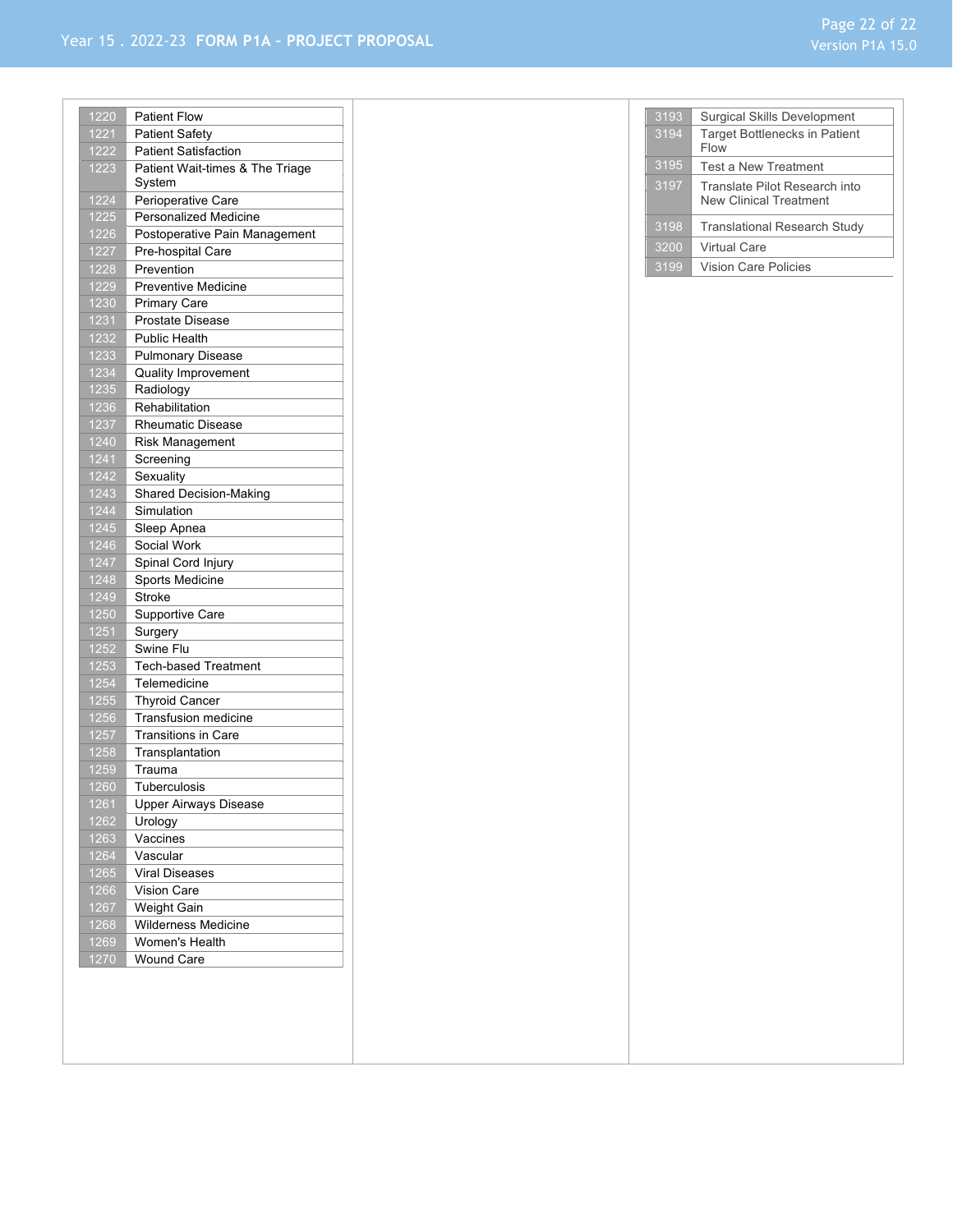| | |
|---|---|
| 1220 | Patient Flow |
| 1221 | Patient Safety |
| 1222 | Patient Satisfaction |
| 1223 | Patient Wait-times & The Triage System |
| 1224 | Perioperative Care |
| 1225 | Personalized Medicine |
| 1226 | Postoperative Pain Management |
| 1227 | Pre-hospital Care |
| 1228 | Prevention |
| 1229 | Preventive Medicine |
| 1230 | Primary Care |
| 1231 | Prostate Disease |
| 1232 | Public Health |
| 1233 | Pulmonary Disease |
| 1234 | Quality Improvement |
| 1235 | Radiology |
| 1236 | Rehabilitation |
| 1237 | Rheumatic Disease |
| 1240 | Risk Management |
| 1241 | Screening |
| 1242 | Sexuality |
| 1243 | Shared Decision-Making |
| 1244 | Simulation |
| 1245 | Sleep Apnea |
| 1246 | Social Work |
| 1247 | Spinal Cord Injury |
| 1248 | Sports Medicine |
| 1249 | Stroke |
| 1250 | Supportive Care |
| 1251 | Surgery |
| 1252 | Swine Flu |
| 1253 | Tech-based Treatment |
| 1254 | Telemedicine |
| 1255 | Thyroid Cancer |
| 1256 | Transfusion medicine |
| 1257 | Transitions in Care |
| 1258 | Transplantation |
| 1259 | Trauma |
| 1260 | Tuberculosis |
| 1261 | Upper Airways Disease |
| 1262 | Urology |
| 1263 | Vaccines |
| 1264 | Vascular |
| 1265 | Viral Diseases |
| 1266 | Vision Care |
| 1267 | Weight Gain |
| 1268 | Wilderness Medicine |
| 1269 | Women's Health |
| 1270 | Wound Care |

| | |
|---|---|
| 3193 | Surgical Skills Development |
| 3194 | Target Bottlenecks in Patient Flow |
| 3195 | Test a New Treatment |
| 3197 | Translate Pilot Research into New Clinical Treatment |
| 3198 | Translational Research Study |
| 3200 | Virtual Care |
| 3199 | Vision Care Policies |